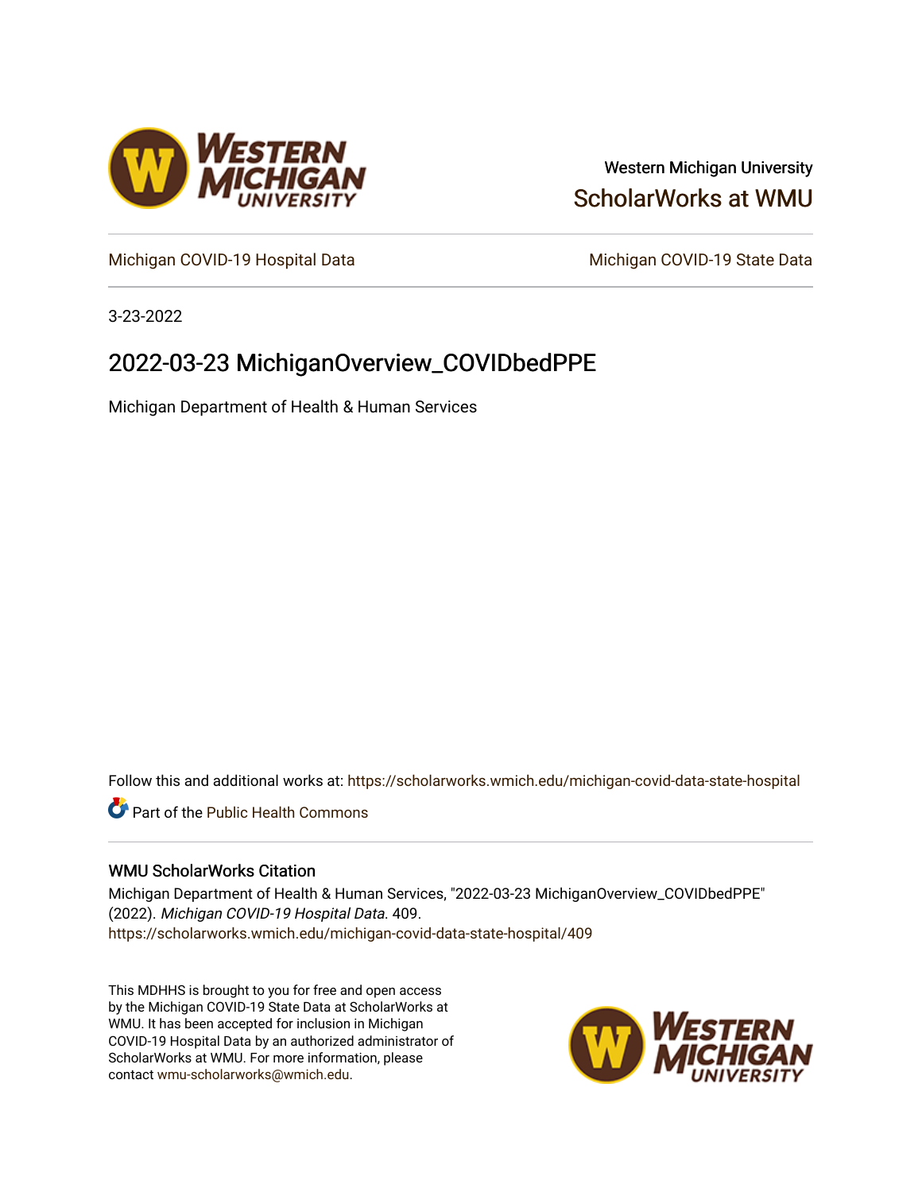Western Michigan University

ScholarWorks at WMU

Michigan COVID-19 Hospital Data

Michigan COVID-19 State Data

3-23-2022

# 2022-03-23 MichiganOverview_COVIDbedPPE

Michigan Department of Health & Human Services

Follow this and additional works at: https://scholarworks.wmich.edu/michigan-covid-data-state-hospital

Part of the Public Health Commons

## WMU ScholarWorks Citation

Michigan Department of Health & Human Services, "2022-03-23 MichiganOverview_COVIDbedPPE" (2022). *Michigan COVID-19 Hospital Data*. 409.
https://scholarworks.wmich.edu/michigan-covid-data-state-hospital/409

This MDHHS is brought to you for free and open access by the Michigan COVID-19 State Data at ScholarWorks at WMU. It has been accepted for inclusion in Michigan COVID-19 Hospital Data by an authorized administrator of ScholarWorks at WMU. For more information, please contact wmu-scholarworks@wmich.edu.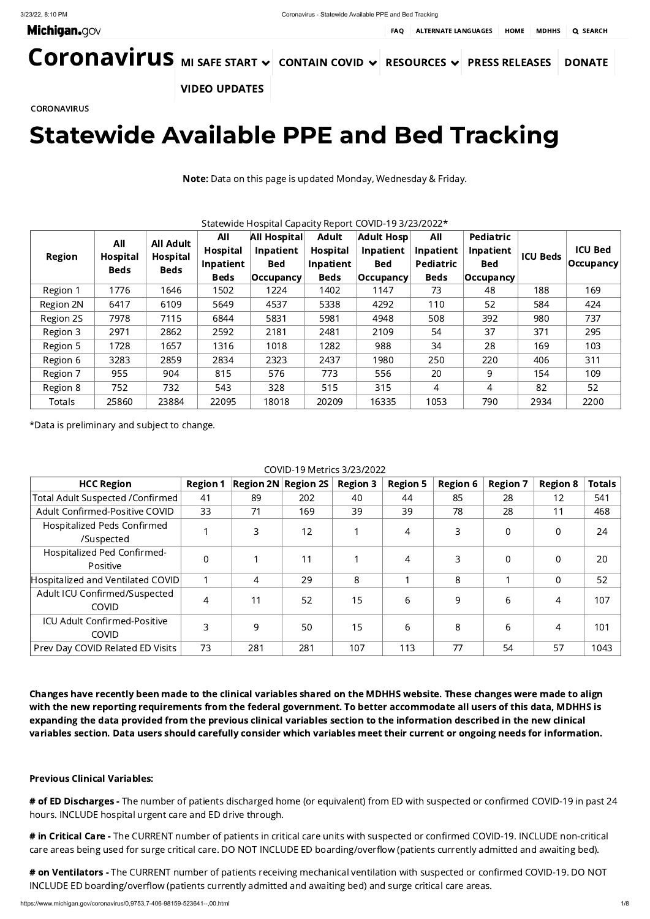Michigan.gov

FAQ | ALTERNATE LANGUAGES | HOME | MDHHS | SEARCH

Coronavirus | MI SAFE START | CONTAIN COVID | RESOURCES | PRESS RELEASES | DONATE | VIDEO UPDATES

CORONAVIRUS

# Statewide Available PPE and Bed Tracking

**Note:** Data on this page is updated Monday, Wednesday & Friday.

Statewide Hospital Capacity Report COVID-19 3/23/2022*

| Region | All Hospital Beds | All Adult Hospital Beds | All Hospital Inpatient Beds | All Hospital Inpatient Bed Occupancy | Adult Hospital Inpatient Beds | Adult Hosp Inpatient Bed Occupancy | All Inpatient Pediatric Beds | Pediatric Inpatient Bed Occupancy | ICU Beds | ICU Bed Occupancy |
|---|---|---|---|---|---|---|---|---|---|---|
| Region 1 | 1776 | 1646 | 1502 | 1224 | 1402 | 1147 | 73 | 48 | 188 | 169 |
| Region 2N | 6417 | 6109 | 5649 | 4537 | 5338 | 4292 | 110 | 52 | 584 | 424 |
| Region 2S | 7978 | 7115 | 6844 | 5831 | 5981 | 4948 | 508 | 392 | 980 | 737 |
| Region 3 | 2971 | 2862 | 2592 | 2181 | 2481 | 2109 | 54 | 37 | 371 | 295 |
| Region 5 | 1728 | 1657 | 1316 | 1018 | 1282 | 988 | 34 | 28 | 169 | 103 |
| Region 6 | 3283 | 2859 | 2834 | 2323 | 2437 | 1980 | 250 | 220 | 406 | 311 |
| Region 7 | 955 | 904 | 815 | 576 | 773 | 556 | 20 | 9 | 154 | 109 |
| Region 8 | 752 | 732 | 543 | 328 | 515 | 315 | 4 | 4 | 82 | 52 |
| Totals | 25860 | 23884 | 22095 | 18018 | 20209 | 16335 | 1053 | 790 | 2934 | 2200 |

*Data is preliminary and subject to change.

COVID-19 Metrics 3/23/2022

| HCC Region | Region 1 | Region 2N | Region 2S | Region 3 | Region 5 | Region 6 | Region 7 | Region 8 | Totals |
|---|---|---|---|---|---|---|---|---|---|
| Total Adult Suspected /Confirmed | 41 | 89 | 202 | 40 | 44 | 85 | 28 | 12 | 541 |
| Adult Confirmed-Positive COVID | 33 | 71 | 169 | 39 | 39 | 78 | 28 | 11 | 468 |
| Hospitalized Peds Confirmed /Suspected | 1 | 3 | 12 | 1 | 4 | 3 | 0 | 0 | 24 |
| Hospitalized Ped Confirmed-Positive | 0 | 1 | 11 | 1 | 4 | 3 | 0 | 0 | 20 |
| Hospitalized and Ventilated COVID | 1 | 4 | 29 | 8 | 1 | 8 | 1 | 0 | 52 |
| Adult ICU Confirmed/Suspected COVID | 4 | 11 | 52 | 15 | 6 | 9 | 6 | 4 | 107 |
| ICU Adult Confirmed-Positive COVID | 3 | 9 | 50 | 15 | 6 | 8 | 6 | 4 | 101 |
| Prev Day COVID Related ED Visits | 73 | 281 | 281 | 107 | 113 | 77 | 54 | 57 | 1043 |

**Changes have recently been made to the clinical variables shared on the MDHHS website. These changes were made to align with the new reporting requirements from the federal government. To better accommodate all users of this data, MDHHS is expanding the data provided from the previous clinical variables section to the information described in the new clinical variables section. Data users should carefully consider which variables meet their current or ongoing needs for information.**

**Previous Clinical Variables:**

**# of ED Discharges -** The number of patients discharged home (or equivalent) from ED with suspected or confirmed COVID-19 in past 24 hours. INCLUDE hospital urgent care and ED drive through.

**# in Critical Care -** The CURRENT number of patients in critical care units with suspected or confirmed COVID-19. INCLUDE non-critical care areas being used for surge critical care. DO NOT INCLUDE ED boarding/overflow (patients currently admitted and awaiting bed).

**# on Ventilators -** The CURRENT number of patients receiving mechanical ventilation with suspected or confirmed COVID-19. DO NOT INCLUDE ED boarding/overflow (patients currently admitted and awaiting bed) and surge critical care areas.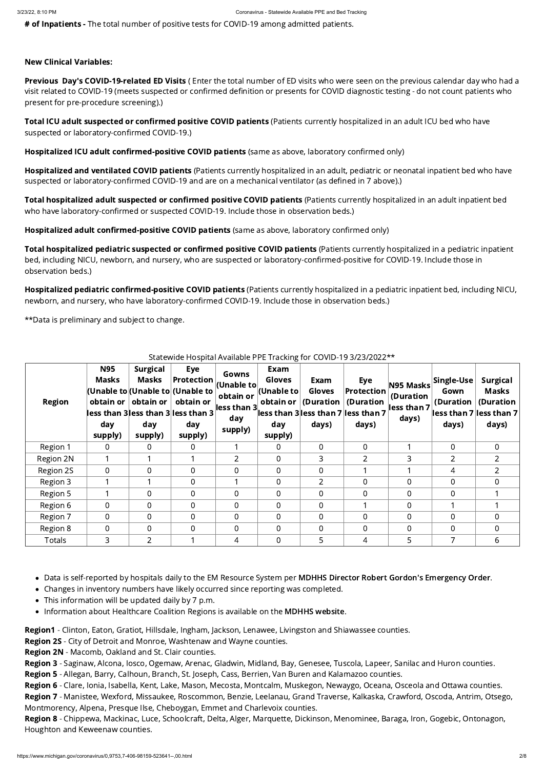**# of Inpatients -** The total number of positive tests for COVID-19 among admitted patients.

**New Clinical Variables:**

**Previous Day's COVID-19-related ED Visits** ( Enter the total number of ED visits who were seen on the previous calendar day who had a visit related to COVID-19 (meets suspected or confirmed definition or presents for COVID diagnostic testing - do not count patients who present for pre-procedure screening).)

**Total ICU adult suspected or confirmed positive COVID patients** (Patients currently hospitalized in an adult ICU bed who have suspected or laboratory-confirmed COVID-19.)

**Hospitalized ICU adult confirmed-positive COVID patients** (same as above, laboratory confirmed only)

**Hospitalized and ventilated COVID patients** (Patients currently hospitalized in an adult, pediatric or neonatal inpatient bed who have suspected or laboratory-confirmed COVID-19 and are on a mechanical ventilator (as defined in 7 above).)

**Total hospitalized adult suspected or confirmed positive COVID patients** (Patients currently hospitalized in an adult inpatient bed who have laboratory-confirmed or suspected COVID-19. Include those in observation beds.)

**Hospitalized adult confirmed-positive COVID patients** (same as above, laboratory confirmed only)

**Total hospitalized pediatric suspected or confirmed positive COVID patients** (Patients currently hospitalized in a pediatric inpatient bed, including NICU, newborn, and nursery, who are suspected or laboratory-confirmed-positive for COVID-19. Include those in observation beds.)

**Hospitalized pediatric confirmed-positive COVID patients** (Patients currently hospitalized in a pediatric inpatient bed, including NICU, newborn, and nursery, who have laboratory-confirmed COVID-19. Include those in observation beds.)

**Data is preliminary and subject to change.

Statewide Hospital Available PPE Tracking for COVID-19 3/23/2022**

| Region | N95 Masks (Unable to obtain or less than 3 day supply) | Surgical Masks (Unable to obtain or less than 3 day supply) | Eye Protection (Unable to obtain or less than 3 day supply) | Gowns (Unable to obtain or less than 3 day supply) | Exam Gloves (Unable to obtain or less than 3 day supply) | Exam Gloves (Duration less than 7 days) | Eye Protection (Duration less than 7 days) | N95 Masks (Duration less than 7 days) | Single-Use Gown (Duration less than 7 days) | Surgical Masks (Duration less than 7 days) |
|---|---|---|---|---|---|---|---|---|---|---|
| Region 1 | 0 | 0 | 0 | 1 | 0 | 0 | 0 | 1 | 0 | 0 |
| Region 2N | 1 | 1 | 1 | 2 | 0 | 3 | 2 | 3 | 2 | 2 |
| Region 2S | 0 | 0 | 0 | 0 | 0 | 0 | 1 | 1 | 4 | 2 |
| Region 3 | 1 | 1 | 0 | 1 | 0 | 2 | 0 | 0 | 0 | 0 |
| Region 5 | 1 | 0 | 0 | 0 | 0 | 0 | 0 | 0 | 0 | 1 |
| Region 6 | 0 | 0 | 0 | 0 | 0 | 0 | 1 | 0 | 1 | 1 |
| Region 7 | 0 | 0 | 0 | 0 | 0 | 0 | 0 | 0 | 0 | 0 |
| Region 8 | 0 | 0 | 0 | 0 | 0 | 0 | 0 | 0 | 0 | 0 |
| Totals | 3 | 2 | 1 | 4 | 0 | 5 | 4 | 5 | 7 | 6 |

- Data is self-reported by hospitals daily to the EM Resource System per **MDHHS Director Robert Gordon's Emergency Order**.
- Changes in inventory numbers have likely occurred since reporting was completed.
- This information will be updated daily by 7 p.m.
- Information about Healthcare Coalition Regions is available on the **MDHHS website**.

**Region1** - Clinton, Eaton, Gratiot, Hillsdale, Ingham, Jackson, Lenawee, Livingston and Shiawassee counties.
**Region 2S** - City of Detroit and Monroe, Washtenaw and Wayne counties.
**Region 2N** - Macomb, Oakland and St. Clair counties.
**Region 3** - Saginaw, Alcona, Iosco, Ogemaw, Arenac, Gladwin, Midland, Bay, Genesee, Tuscola, Lapeer, Sanilac and Huron counties.
**Region 5** - Allegan, Barry, Calhoun, Branch, St. Joseph, Cass, Berrien, Van Buren and Kalamazoo counties.
**Region 6** - Clare, Ionia, Isabella, Kent, Lake, Mason, Mecosta, Montcalm, Muskegon, Newaygo, Oceana, Osceola and Ottawa counties.
**Region 7** - Manistee, Wexford, Missaukee, Roscommon, Benzie, Leelanau, Grand Traverse, Kalkaska, Crawford, Oscoda, Antrim, Otsego, Montmorency, Alpena, Presque Ilse, Cheboygan, Emmet and Charlevoix counties.
**Region 8** - Chippewa, Mackinac, Luce, Schoolcraft, Delta, Alger, Marquette, Dickinson, Menominee, Baraga, Iron, Gogebic, Ontonagon, Houghton and Keweenaw counties.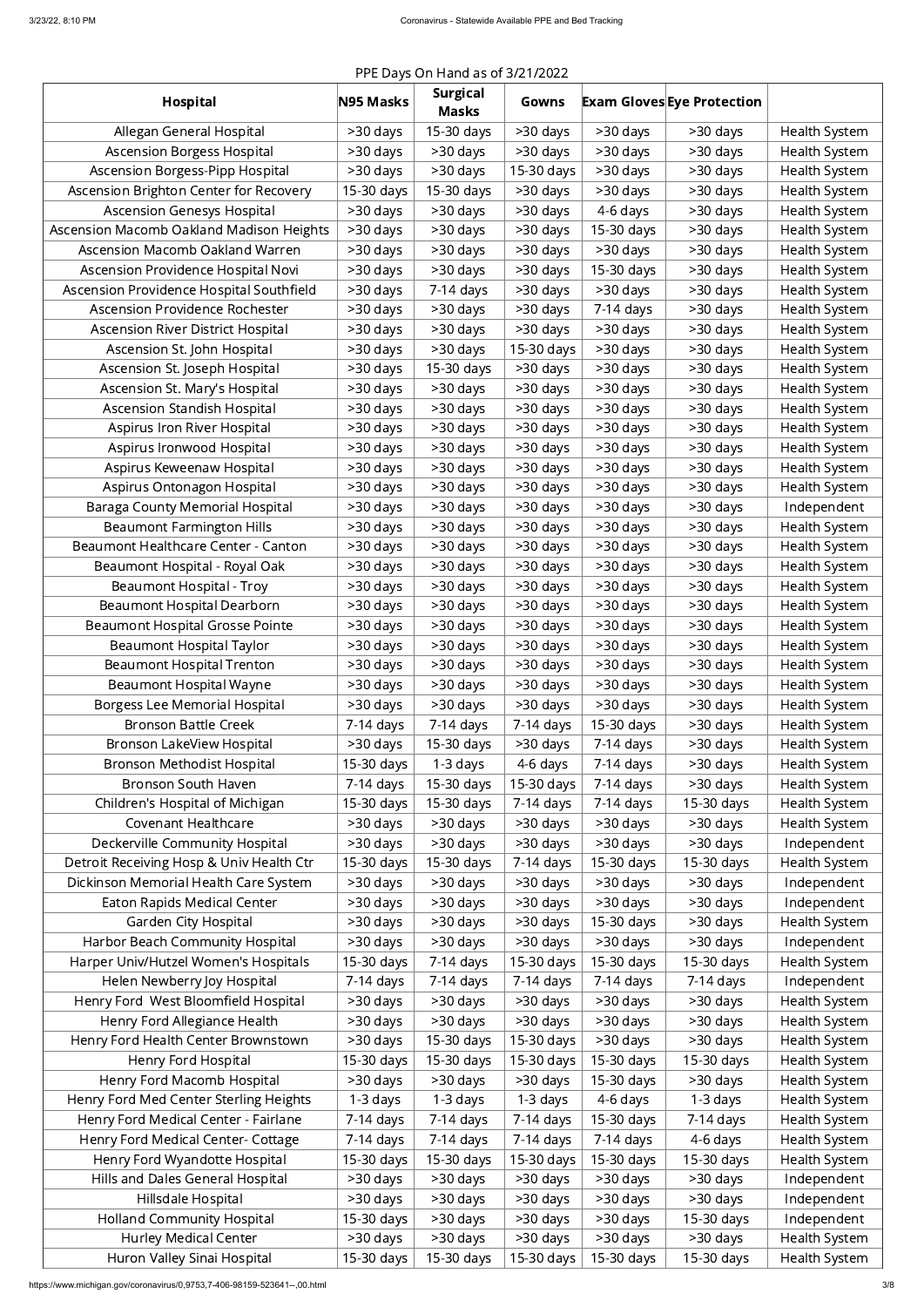PPE Days On Hand as of 3/21/2022

| Hospital | N95 Masks | Surgical Masks | Gowns | Exam Gloves | Eye Protection | |
|---|---|---|---|---|---|---|
| Allegan General Hospital | >30 days | 15-30 days | >30 days | >30 days | >30 days | Health System |
| Ascension Borgess Hospital | >30 days | >30 days | >30 days | >30 days | >30 days | Health System |
| Ascension Borgess-Pipp Hospital | >30 days | >30 days | 15-30 days | >30 days | >30 days | Health System |
| Ascension Brighton Center for Recovery | 15-30 days | 15-30 days | >30 days | >30 days | >30 days | Health System |
| Ascension Genesys Hospital | >30 days | >30 days | >30 days | 4-6 days | >30 days | Health System |
| Ascension Macomb Oakland Madison Heights | >30 days | >30 days | >30 days | 15-30 days | >30 days | Health System |
| Ascension Macomb Oakland Warren | >30 days | >30 days | >30 days | >30 days | >30 days | Health System |
| Ascension Providence Hospital Novi | >30 days | >30 days | >30 days | 15-30 days | >30 days | Health System |
| Ascension Providence Hospital Southfield | >30 days | 7-14 days | >30 days | >30 days | >30 days | Health System |
| Ascension Providence Rochester | >30 days | >30 days | >30 days | 7-14 days | >30 days | Health System |
| Ascension River District Hospital | >30 days | >30 days | >30 days | >30 days | >30 days | Health System |
| Ascension St. John Hospital | >30 days | >30 days | 15-30 days | >30 days | >30 days | Health System |
| Ascension St. Joseph Hospital | >30 days | 15-30 days | >30 days | >30 days | >30 days | Health System |
| Ascension St. Mary's Hospital | >30 days | >30 days | >30 days | >30 days | >30 days | Health System |
| Ascension Standish Hospital | >30 days | >30 days | >30 days | >30 days | >30 days | Health System |
| Aspirus Iron River Hospital | >30 days | >30 days | >30 days | >30 days | >30 days | Health System |
| Aspirus Ironwood Hospital | >30 days | >30 days | >30 days | >30 days | >30 days | Health System |
| Aspirus Keweenaw Hospital | >30 days | >30 days | >30 days | >30 days | >30 days | Health System |
| Aspirus Ontonagon Hospital | >30 days | >30 days | >30 days | >30 days | >30 days | Health System |
| Baraga County Memorial Hospital | >30 days | >30 days | >30 days | >30 days | >30 days | Independent |
| Beaumont Farmington Hills | >30 days | >30 days | >30 days | >30 days | >30 days | Health System |
| Beaumont Healthcare Center - Canton | >30 days | >30 days | >30 days | >30 days | >30 days | Health System |
| Beaumont Hospital - Royal Oak | >30 days | >30 days | >30 days | >30 days | >30 days | Health System |
| Beaumont Hospital - Troy | >30 days | >30 days | >30 days | >30 days | >30 days | Health System |
| Beaumont Hospital Dearborn | >30 days | >30 days | >30 days | >30 days | >30 days | Health System |
| Beaumont Hospital Grosse Pointe | >30 days | >30 days | >30 days | >30 days | >30 days | Health System |
| Beaumont Hospital Taylor | >30 days | >30 days | >30 days | >30 days | >30 days | Health System |
| Beaumont Hospital Trenton | >30 days | >30 days | >30 days | >30 days | >30 days | Health System |
| Beaumont Hospital Wayne | >30 days | >30 days | >30 days | >30 days | >30 days | Health System |
| Borgess Lee Memorial Hospital | >30 days | >30 days | >30 days | >30 days | >30 days | Health System |
| Bronson Battle Creek | 7-14 days | 7-14 days | 7-14 days | 15-30 days | >30 days | Health System |
| Bronson LakeView Hospital | >30 days | 15-30 days | >30 days | 7-14 days | >30 days | Health System |
| Bronson Methodist Hospital | 15-30 days | 1-3 days | 4-6 days | 7-14 days | >30 days | Health System |
| Bronson South Haven | 7-14 days | 15-30 days | 15-30 days | 7-14 days | >30 days | Health System |
| Children's Hospital of Michigan | 15-30 days | 15-30 days | 7-14 days | 7-14 days | 15-30 days | Health System |
| Covenant Healthcare | >30 days | >30 days | >30 days | >30 days | >30 days | Health System |
| Deckerville Community Hospital | >30 days | >30 days | >30 days | >30 days | >30 days | Independent |
| Detroit Receiving Hosp & Univ Health Ctr | 15-30 days | 15-30 days | 7-14 days | 15-30 days | 15-30 days | Health System |
| Dickinson Memorial Health Care System | >30 days | >30 days | >30 days | >30 days | >30 days | Independent |
| Eaton Rapids Medical Center | >30 days | >30 days | >30 days | >30 days | >30 days | Independent |
| Garden City Hospital | >30 days | >30 days | >30 days | 15-30 days | >30 days | Health System |
| Harbor Beach Community Hospital | >30 days | >30 days | >30 days | >30 days | >30 days | Independent |
| Harper Univ/Hutzel Women's Hospitals | 15-30 days | 7-14 days | 15-30 days | 15-30 days | 15-30 days | Health System |
| Helen Newberry Joy Hospital | 7-14 days | 7-14 days | 7-14 days | 7-14 days | 7-14 days | Independent |
| Henry Ford West Bloomfield Hospital | >30 days | >30 days | >30 days | >30 days | >30 days | Health System |
| Henry Ford Allegiance Health | >30 days | >30 days | >30 days | >30 days | >30 days | Health System |
| Henry Ford Health Center Brownstown | >30 days | 15-30 days | 15-30 days | >30 days | >30 days | Health System |
| Henry Ford Hospital | 15-30 days | 15-30 days | 15-30 days | 15-30 days | 15-30 days | Health System |
| Henry Ford Macomb Hospital | >30 days | >30 days | >30 days | 15-30 days | >30 days | Health System |
| Henry Ford Med Center Sterling Heights | 1-3 days | 1-3 days | 1-3 days | 4-6 days | 1-3 days | Health System |
| Henry Ford Medical Center - Fairlane | 7-14 days | 7-14 days | 7-14 days | 15-30 days | 7-14 days | Health System |
| Henry Ford Medical Center- Cottage | 7-14 days | 7-14 days | 7-14 days | 7-14 days | 4-6 days | Health System |
| Henry Ford Wyandotte Hospital | 15-30 days | 15-30 days | 15-30 days | 15-30 days | 15-30 days | Health System |
| Hills and Dales General Hospital | >30 days | >30 days | >30 days | >30 days | >30 days | Independent |
| Hillsdale Hospital | >30 days | >30 days | >30 days | >30 days | >30 days | Independent |
| Holland Community Hospital | 15-30 days | >30 days | >30 days | >30 days | 15-30 days | Independent |
| Hurley Medical Center | >30 days | >30 days | >30 days | >30 days | >30 days | Health System |
| Huron Valley Sinai Hospital | 15-30 days | 15-30 days | 15-30 days | 15-30 days | 15-30 days | Health System |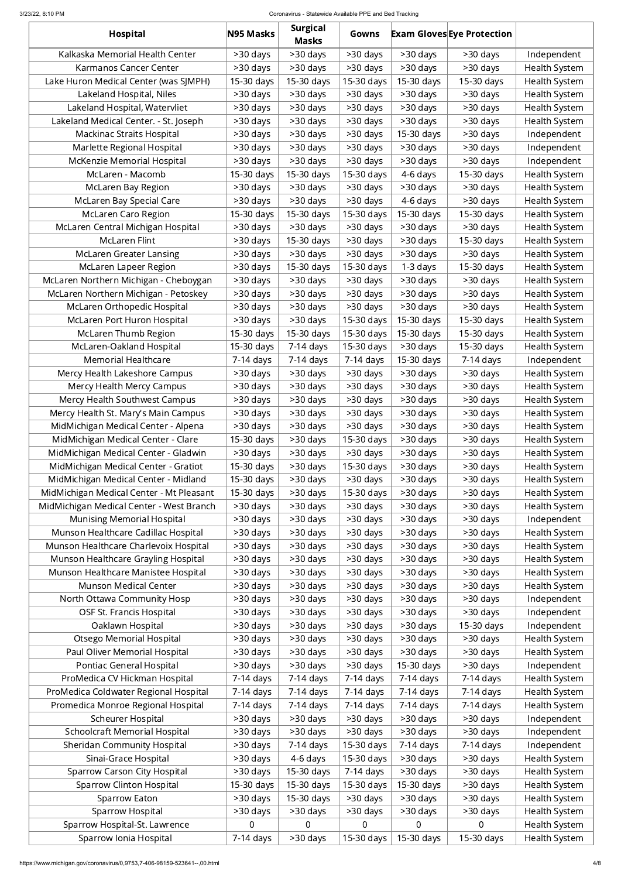| Hospital | N95 Masks | Surgical Masks | Gowns | Exam Gloves | Eye Protection | |
|---|---|---|---|---|---|---|
| Kalkaska Memorial Health Center | >30 days | >30 days | >30 days | >30 days | >30 days | Independent |
| Karmanos Cancer Center | >30 days | >30 days | >30 days | >30 days | >30 days | Health System |
| Lake Huron Medical Center (was SJMPH) | 15-30 days | 15-30 days | 15-30 days | 15-30 days | 15-30 days | Health System |
| Lakeland Hospital, Niles | >30 days | >30 days | >30 days | >30 days | >30 days | Health System |
| Lakeland Hospital, Watervliet | >30 days | >30 days | >30 days | >30 days | >30 days | Health System |
| Lakeland Medical Center. - St. Joseph | >30 days | >30 days | >30 days | >30 days | >30 days | Health System |
| Mackinac Straits Hospital | >30 days | >30 days | >30 days | 15-30 days | >30 days | Independent |
| Marlette Regional Hospital | >30 days | >30 days | >30 days | >30 days | >30 days | Independent |
| McKenzie Memorial Hospital | >30 days | >30 days | >30 days | >30 days | >30 days | Independent |
| McLaren - Macomb | 15-30 days | 15-30 days | 15-30 days | 4-6 days | 15-30 days | Health System |
| McLaren Bay Region | >30 days | >30 days | >30 days | >30 days | >30 days | Health System |
| McLaren Bay Special Care | >30 days | >30 days | >30 days | 4-6 days | >30 days | Health System |
| McLaren Caro Region | 15-30 days | 15-30 days | 15-30 days | 15-30 days | 15-30 days | Health System |
| McLaren Central Michigan Hospital | >30 days | >30 days | >30 days | >30 days | >30 days | Health System |
| McLaren Flint | >30 days | 15-30 days | >30 days | >30 days | 15-30 days | Health System |
| McLaren Greater Lansing | >30 days | >30 days | >30 days | >30 days | >30 days | Health System |
| McLaren Lapeer Region | >30 days | 15-30 days | 15-30 days | 1-3 days | 15-30 days | Health System |
| McLaren Northern Michigan - Cheboygan | >30 days | >30 days | >30 days | >30 days | >30 days | Health System |
| McLaren Northern Michigan - Petoskey | >30 days | >30 days | >30 days | >30 days | >30 days | Health System |
| McLaren Orthopedic Hospital | >30 days | >30 days | >30 days | >30 days | >30 days | Health System |
| McLaren Port Huron Hospital | >30 days | >30 days | 15-30 days | 15-30 days | 15-30 days | Health System |
| McLaren Thumb Region | 15-30 days | 15-30 days | 15-30 days | 15-30 days | 15-30 days | Health System |
| McLaren-Oakland Hospital | 15-30 days | 7-14 days | 15-30 days | >30 days | 15-30 days | Health System |
| Memorial Healthcare | 7-14 days | 7-14 days | 7-14 days | 15-30 days | 7-14 days | Independent |
| Mercy Health Lakeshore Campus | >30 days | >30 days | >30 days | >30 days | >30 days | Health System |
| Mercy Health Mercy Campus | >30 days | >30 days | >30 days | >30 days | >30 days | Health System |
| Mercy Health Southwest Campus | >30 days | >30 days | >30 days | >30 days | >30 days | Health System |
| Mercy Health St. Mary's Main Campus | >30 days | >30 days | >30 days | >30 days | >30 days | Health System |
| MidMichigan Medical Center - Alpena | >30 days | >30 days | >30 days | >30 days | >30 days | Health System |
| MidMichigan Medical Center - Clare | 15-30 days | >30 days | 15-30 days | >30 days | >30 days | Health System |
| MidMichigan Medical Center - Gladwin | >30 days | >30 days | >30 days | >30 days | >30 days | Health System |
| MidMichigan Medical Center - Gratiot | 15-30 days | >30 days | 15-30 days | >30 days | >30 days | Health System |
| MidMichigan Medical Center - Midland | 15-30 days | >30 days | >30 days | >30 days | >30 days | Health System |
| MidMichigan Medical Center - Mt Pleasant | 15-30 days | >30 days | 15-30 days | >30 days | >30 days | Health System |
| MidMichigan Medical Center - West Branch | >30 days | >30 days | >30 days | >30 days | >30 days | Health System |
| Munising Memorial Hospital | >30 days | >30 days | >30 days | >30 days | >30 days | Independent |
| Munson Healthcare Cadillac Hospital | >30 days | >30 days | >30 days | >30 days | >30 days | Health System |
| Munson Healthcare Charlevoix Hospital | >30 days | >30 days | >30 days | >30 days | >30 days | Health System |
| Munson Healthcare Grayling Hospital | >30 days | >30 days | >30 days | >30 days | >30 days | Health System |
| Munson Healthcare Manistee Hospital | >30 days | >30 days | >30 days | >30 days | >30 days | Health System |
| Munson Medical Center | >30 days | >30 days | >30 days | >30 days | >30 days | Health System |
| North Ottawa Community Hosp | >30 days | >30 days | >30 days | >30 days | >30 days | Independent |
| OSF St. Francis Hospital | >30 days | >30 days | >30 days | >30 days | >30 days | Independent |
| Oaklawn Hospital | >30 days | >30 days | >30 days | >30 days | 15-30 days | Independent |
| Otsego Memorial Hospital | >30 days | >30 days | >30 days | >30 days | >30 days | Health System |
| Paul Oliver Memorial Hospital | >30 days | >30 days | >30 days | >30 days | >30 days | Health System |
| Pontiac General Hospital | >30 days | >30 days | >30 days | 15-30 days | >30 days | Independent |
| ProMedica CV Hickman Hospital | 7-14 days | 7-14 days | 7-14 days | 7-14 days | 7-14 days | Health System |
| ProMedica Coldwater Regional Hospital | 7-14 days | 7-14 days | 7-14 days | 7-14 days | 7-14 days | Health System |
| Promedica Monroe Regional Hospital | 7-14 days | 7-14 days | 7-14 days | 7-14 days | 7-14 days | Health System |
| Scheurer Hospital | >30 days | >30 days | >30 days | >30 days | >30 days | Independent |
| Schoolcraft Memorial Hospital | >30 days | >30 days | >30 days | >30 days | >30 days | Independent |
| Sheridan Community Hospital | >30 days | 7-14 days | 15-30 days | 7-14 days | 7-14 days | Independent |
| Sinai-Grace Hospital | >30 days | 4-6 days | 15-30 days | >30 days | >30 days | Health System |
| Sparrow Carson City Hospital | >30 days | 15-30 days | 7-14 days | >30 days | >30 days | Health System |
| Sparrow Clinton Hospital | 15-30 days | 15-30 days | 15-30 days | 15-30 days | >30 days | Health System |
| Sparrow Eaton | >30 days | 15-30 days | >30 days | >30 days | >30 days | Health System |
| Sparrow Hospital | >30 days | >30 days | >30 days | >30 days | >30 days | Health System |
| Sparrow Hospital-St. Lawrence | 0 | 0 | 0 | 0 | 0 | Health System |
| Sparrow Ionia Hospital | 7-14 days | >30 days | 15-30 days | 15-30 days | 15-30 days | Health System |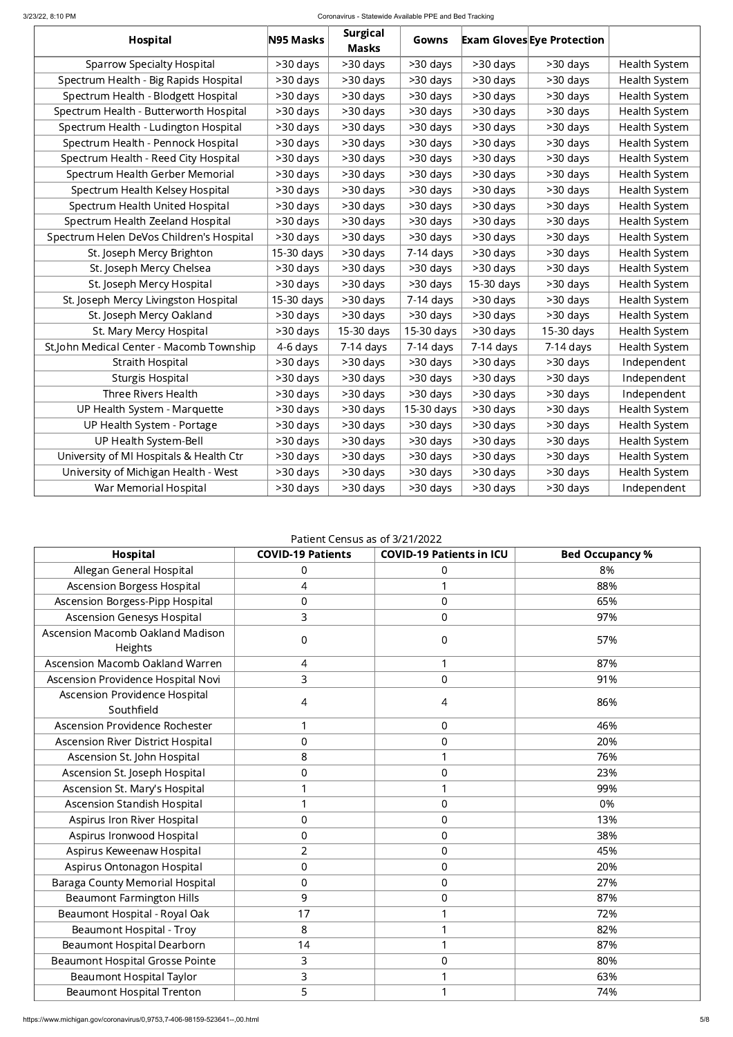| Hospital | N95 Masks | Surgical Masks | Gowns | Exam Gloves | Eye Protection | |
|---|---|---|---|---|---|---|
| Sparrow Specialty Hospital | >30 days | >30 days | >30 days | >30 days | >30 days | Health System |
| Spectrum Health - Big Rapids Hospital | >30 days | >30 days | >30 days | >30 days | >30 days | Health System |
| Spectrum Health - Blodgett Hospital | >30 days | >30 days | >30 days | >30 days | >30 days | Health System |
| Spectrum Health - Butterworth Hospital | >30 days | >30 days | >30 days | >30 days | >30 days | Health System |
| Spectrum Health - Ludington Hospital | >30 days | >30 days | >30 days | >30 days | >30 days | Health System |
| Spectrum Health - Pennock Hospital | >30 days | >30 days | >30 days | >30 days | >30 days | Health System |
| Spectrum Health - Reed City Hospital | >30 days | >30 days | >30 days | >30 days | >30 days | Health System |
| Spectrum Health Gerber Memorial | >30 days | >30 days | >30 days | >30 days | >30 days | Health System |
| Spectrum Health Kelsey Hospital | >30 days | >30 days | >30 days | >30 days | >30 days | Health System |
| Spectrum Health United Hospital | >30 days | >30 days | >30 days | >30 days | >30 days | Health System |
| Spectrum Health Zeeland Hospital | >30 days | >30 days | >30 days | >30 days | >30 days | Health System |
| Spectrum Helen DeVos Children's Hospital | >30 days | >30 days | >30 days | >30 days | >30 days | Health System |
| St. Joseph Mercy Brighton | 15-30 days | >30 days | 7-14 days | >30 days | >30 days | Health System |
| St. Joseph Mercy Chelsea | >30 days | >30 days | >30 days | >30 days | >30 days | Health System |
| St. Joseph Mercy Hospital | >30 days | >30 days | >30 days | 15-30 days | >30 days | Health System |
| St. Joseph Mercy Livingston Hospital | 15-30 days | >30 days | 7-14 days | >30 days | >30 days | Health System |
| St. Joseph Mercy Oakland | >30 days | >30 days | >30 days | >30 days | >30 days | Health System |
| St. Mary Mercy Hospital | >30 days | 15-30 days | 15-30 days | >30 days | 15-30 days | Health System |
| St.John Medical Center - Macomb Township | 4-6 days | 7-14 days | 7-14 days | 7-14 days | 7-14 days | Health System |
| Straith Hospital | >30 days | >30 days | >30 days | >30 days | >30 days | Independent |
| Sturgis Hospital | >30 days | >30 days | >30 days | >30 days | >30 days | Independent |
| Three Rivers Health | >30 days | >30 days | >30 days | >30 days | >30 days | Independent |
| UP Health System - Marquette | >30 days | >30 days | 15-30 days | >30 days | >30 days | Health System |
| UP Health System - Portage | >30 days | >30 days | >30 days | >30 days | >30 days | Health System |
| UP Health System-Bell | >30 days | >30 days | >30 days | >30 days | >30 days | Health System |
| University of MI Hospitals & Health Ctr | >30 days | >30 days | >30 days | >30 days | >30 days | Health System |
| University of Michigan Health - West | >30 days | >30 days | >30 days | >30 days | >30 days | Health System |
| War Memorial Hospital | >30 days | >30 days | >30 days | >30 days | >30 days | Independent |

Patient Census as of 3/21/2022

| Hospital | COVID-19 Patients | COVID-19 Patients in ICU | Bed Occupancy % |
|---|---|---|---|
| Allegan General Hospital | 0 | 0 | 8% |
| Ascension Borgess Hospital | 4 | 1 | 88% |
| Ascension Borgess-Pipp Hospital | 0 | 0 | 65% |
| Ascension Genesys Hospital | 3 | 0 | 97% |
| Ascension Macomb Oakland Madison Heights | 0 | 0 | 57% |
| Ascension Macomb Oakland Warren | 4 | 1 | 87% |
| Ascension Providence Hospital Novi | 3 | 0 | 91% |
| Ascension Providence Hospital Southfield | 4 | 4 | 86% |
| Ascension Providence Rochester | 1 | 0 | 46% |
| Ascension River District Hospital | 0 | 0 | 20% |
| Ascension St. John Hospital | 8 | 1 | 76% |
| Ascension St. Joseph Hospital | 0 | 0 | 23% |
| Ascension St. Mary's Hospital | 1 | 1 | 99% |
| Ascension Standish Hospital | 1 | 0 | 0% |
| Aspirus Iron River Hospital | 0 | 0 | 13% |
| Aspirus Ironwood Hospital | 0 | 0 | 38% |
| Aspirus Keweenaw Hospital | 2 | 0 | 45% |
| Aspirus Ontonagon Hospital | 0 | 0 | 20% |
| Baraga County Memorial Hospital | 0 | 0 | 27% |
| Beaumont Farmington Hills | 9 | 0 | 87% |
| Beaumont Hospital - Royal Oak | 17 | 1 | 72% |
| Beaumont Hospital - Troy | 8 | 1 | 82% |
| Beaumont Hospital Dearborn | 14 | 1 | 87% |
| Beaumont Hospital Grosse Pointe | 3 | 0 | 80% |
| Beaumont Hospital Taylor | 3 | 1 | 63% |
| Beaumont Hospital Trenton | 5 | 1 | 74% |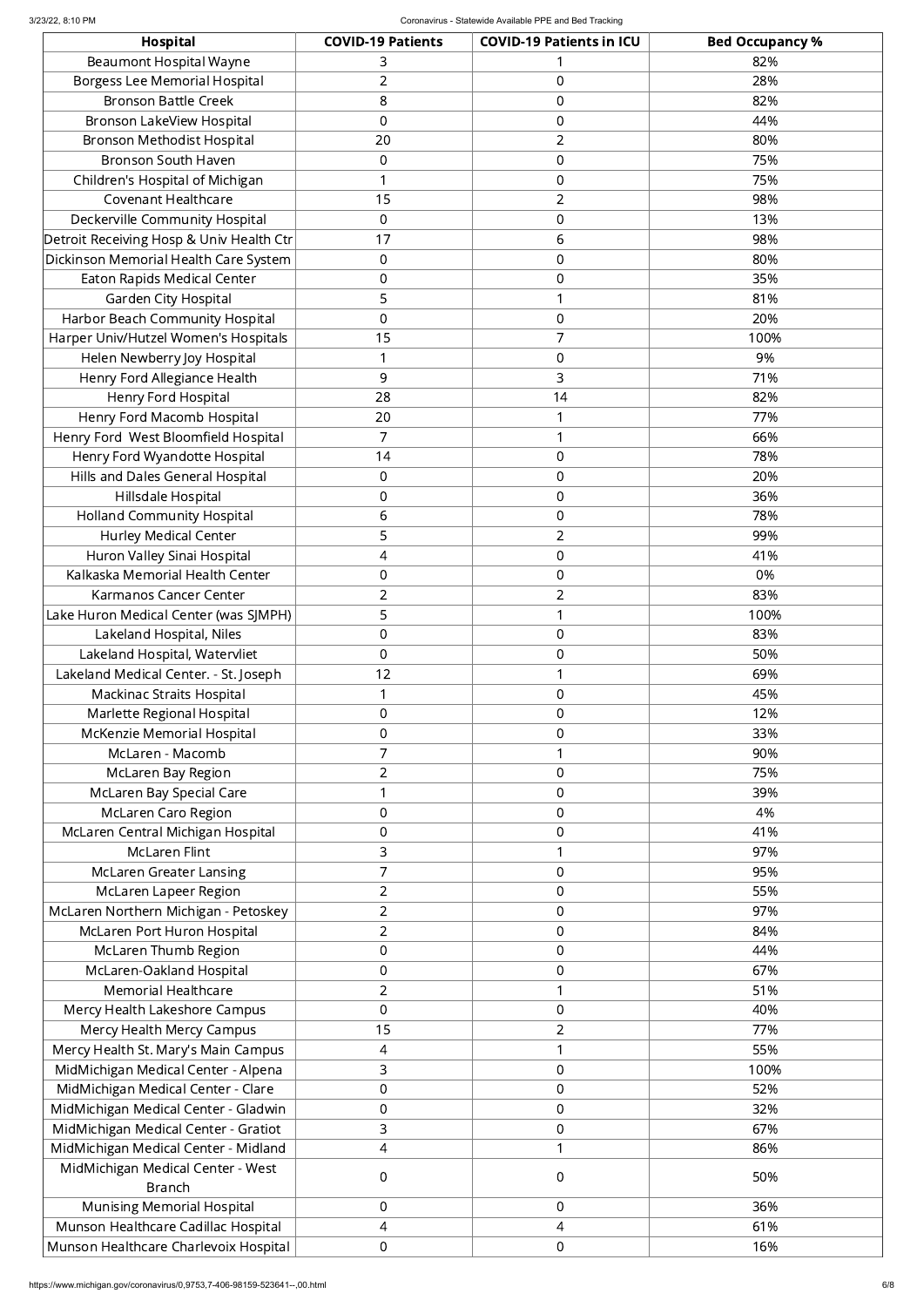| Hospital | COVID-19 Patients | COVID-19 Patients in ICU | Bed Occupancy % |
|---|---|---|---|
| Beaumont Hospital Wayne | 3 | 1 | 82% |
| Borgess Lee Memorial Hospital | 2 | 0 | 28% |
| Bronson Battle Creek | 8 | 0 | 82% |
| Bronson LakeView Hospital | 0 | 0 | 44% |
| Bronson Methodist Hospital | 20 | 2 | 80% |
| Bronson South Haven | 0 | 0 | 75% |
| Children's Hospital of Michigan | 1 | 0 | 75% |
| Covenant Healthcare | 15 | 2 | 98% |
| Deckerville Community Hospital | 0 | 0 | 13% |
| Detroit Receiving Hosp & Univ Health Ctr | 17 | 6 | 98% |
| Dickinson Memorial Health Care System | 0 | 0 | 80% |
| Eaton Rapids Medical Center | 0 | 0 | 35% |
| Garden City Hospital | 5 | 1 | 81% |
| Harbor Beach Community Hospital | 0 | 0 | 20% |
| Harper Univ/Hutzel Women's Hospitals | 15 | 7 | 100% |
| Helen Newberry Joy Hospital | 1 | 0 | 9% |
| Henry Ford Allegiance Health | 9 | 3 | 71% |
| Henry Ford Hospital | 28 | 14 | 82% |
| Henry Ford Macomb Hospital | 20 | 1 | 77% |
| Henry Ford West Bloomfield Hospital | 7 | 1 | 66% |
| Henry Ford Wyandotte Hospital | 14 | 0 | 78% |
| Hills and Dales General Hospital | 0 | 0 | 20% |
| Hillsdale Hospital | 0 | 0 | 36% |
| Holland Community Hospital | 6 | 0 | 78% |
| Hurley Medical Center | 5 | 2 | 99% |
| Huron Valley Sinai Hospital | 4 | 0 | 41% |
| Kalkaska Memorial Health Center | 0 | 0 | 0% |
| Karmanos Cancer Center | 2 | 2 | 83% |
| Lake Huron Medical Center (was SJMPH) | 5 | 1 | 100% |
| Lakeland Hospital, Niles | 0 | 0 | 83% |
| Lakeland Hospital, Watervliet | 0 | 0 | 50% |
| Lakeland Medical Center. - St. Joseph | 12 | 1 | 69% |
| Mackinac Straits Hospital | 1 | 0 | 45% |
| Marlette Regional Hospital | 0 | 0 | 12% |
| McKenzie Memorial Hospital | 0 | 0 | 33% |
| McLaren - Macomb | 7 | 1 | 90% |
| McLaren Bay Region | 2 | 0 | 75% |
| McLaren Bay Special Care | 1 | 0 | 39% |
| McLaren Caro Region | 0 | 0 | 4% |
| McLaren Central Michigan Hospital | 0 | 0 | 41% |
| McLaren Flint | 3 | 1 | 97% |
| McLaren Greater Lansing | 7 | 0 | 95% |
| McLaren Lapeer Region | 2 | 0 | 55% |
| McLaren Northern Michigan - Petoskey | 2 | 0 | 97% |
| McLaren Port Huron Hospital | 2 | 0 | 84% |
| McLaren Thumb Region | 0 | 0 | 44% |
| McLaren-Oakland Hospital | 0 | 0 | 67% |
| Memorial Healthcare | 2 | 1 | 51% |
| Mercy Health Lakeshore Campus | 0 | 0 | 40% |
| Mercy Health Mercy Campus | 15 | 2 | 77% |
| Mercy Health St. Mary's Main Campus | 4 | 1 | 55% |
| MidMichigan Medical Center - Alpena | 3 | 0 | 100% |
| MidMichigan Medical Center - Clare | 0 | 0 | 52% |
| MidMichigan Medical Center - Gladwin | 0 | 0 | 32% |
| MidMichigan Medical Center - Gratiot | 3 | 0 | 67% |
| MidMichigan Medical Center - Midland | 4 | 1 | 86% |
| MidMichigan Medical Center - West Branch | 0 | 0 | 50% |
| Munising Memorial Hospital | 0 | 0 | 36% |
| Munson Healthcare Cadillac Hospital | 4 | 4 | 61% |
| Munson Healthcare Charlevoix Hospital | 0 | 0 | 16% |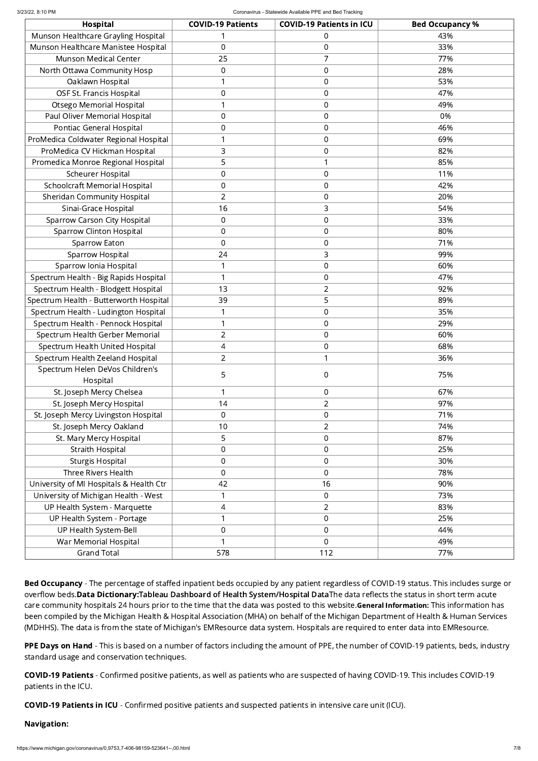| Hospital | COVID-19 Patients | COVID-19 Patients in ICU | Bed Occupancy % |
|---|---|---|---|
| Munson Healthcare Grayling Hospital | 1 | 0 | 43% |
| Munson Healthcare Manistee Hospital | 0 | 0 | 33% |
| Munson Medical Center | 25 | 7 | 77% |
| North Ottawa Community Hosp | 0 | 0 | 28% |
| Oaklawn Hospital | 1 | 0 | 53% |
| OSF St. Francis Hospital | 0 | 0 | 47% |
| Otsego Memorial Hospital | 1 | 0 | 49% |
| Paul Oliver Memorial Hospital | 0 | 0 | 0% |
| Pontiac General Hospital | 0 | 0 | 46% |
| ProMedica Coldwater Regional Hospital | 1 | 0 | 69% |
| ProMedica CV Hickman Hospital | 3 | 0 | 82% |
| Promedica Monroe Regional Hospital | 5 | 1 | 85% |
| Scheurer Hospital | 0 | 0 | 11% |
| Schoolcraft Memorial Hospital | 0 | 0 | 42% |
| Sheridan Community Hospital | 2 | 0 | 20% |
| Sinai-Grace Hospital | 16 | 3 | 54% |
| Sparrow Carson City Hospital | 0 | 0 | 33% |
| Sparrow Clinton Hospital | 0 | 0 | 80% |
| Sparrow Eaton | 0 | 0 | 71% |
| Sparrow Hospital | 24 | 3 | 99% |
| Sparrow Ionia Hospital | 1 | 0 | 60% |
| Spectrum Health - Big Rapids Hospital | 1 | 0 | 47% |
| Spectrum Health - Blodgett Hospital | 13 | 2 | 92% |
| Spectrum Health - Butterworth Hospital | 39 | 5 | 89% |
| Spectrum Health - Ludington Hospital | 1 | 0 | 35% |
| Spectrum Health - Pennock Hospital | 1 | 0 | 29% |
| Spectrum Health Gerber Memorial | 2 | 0 | 60% |
| Spectrum Health United Hospital | 4 | 0 | 68% |
| Spectrum Health Zeeland Hospital | 2 | 1 | 36% |
| Spectrum Helen DeVos Children's Hospital | 5 | 0 | 75% |
| St. Joseph Mercy Chelsea | 1 | 0 | 67% |
| St. Joseph Mercy Hospital | 14 | 2 | 97% |
| St. Joseph Mercy Livingston Hospital | 0 | 0 | 71% |
| St. Joseph Mercy Oakland | 10 | 2 | 74% |
| St. Mary Mercy Hospital | 5 | 0 | 87% |
| Straith Hospital | 0 | 0 | 25% |
| Sturgis Hospital | 0 | 0 | 30% |
| Three Rivers Health | 0 | 0 | 78% |
| University of MI Hospitals & Health Ctr | 42 | 16 | 90% |
| University of Michigan Health - West | 1 | 0 | 73% |
| UP Health System - Marquette | 4 | 2 | 83% |
| UP Health System - Portage | 1 | 0 | 25% |
| UP Health System-Bell | 0 | 0 | 44% |
| War Memorial Hospital | 1 | 0 | 49% |
| Grand Total | 578 | 112 | 77% |

**Bed Occupancy** - The percentage of staffed inpatient beds occupied by any patient regardless of COVID-19 status. This includes surge or overflow beds.**Data Dictionary:Tableau Dashboard of Health System/Hospital Data**The data reflects the status in short term acute care community hospitals 24 hours prior to the time that the data was posted to this website.**General Information:** This information has been compiled by the Michigan Health & Hospital Association (MHA) on behalf of the Michigan Department of Health & Human Services (MDHHS). The data is from the state of Michigan's EMResource data system. Hospitals are required to enter data into EMResource.

**PPE Days on Hand** - This is based on a number of factors including the amount of PPE, the number of COVID-19 patients, beds, industry standard usage and conservation techniques.

**COVID-19 Patients** - Confirmed positive patients, as well as patients who are suspected of having COVID-19. This includes COVID-19 patients in the ICU.

**COVID-19 Patients in ICU** - Confirmed positive patients and suspected patients in intensive care unit (ICU).

**Navigation:**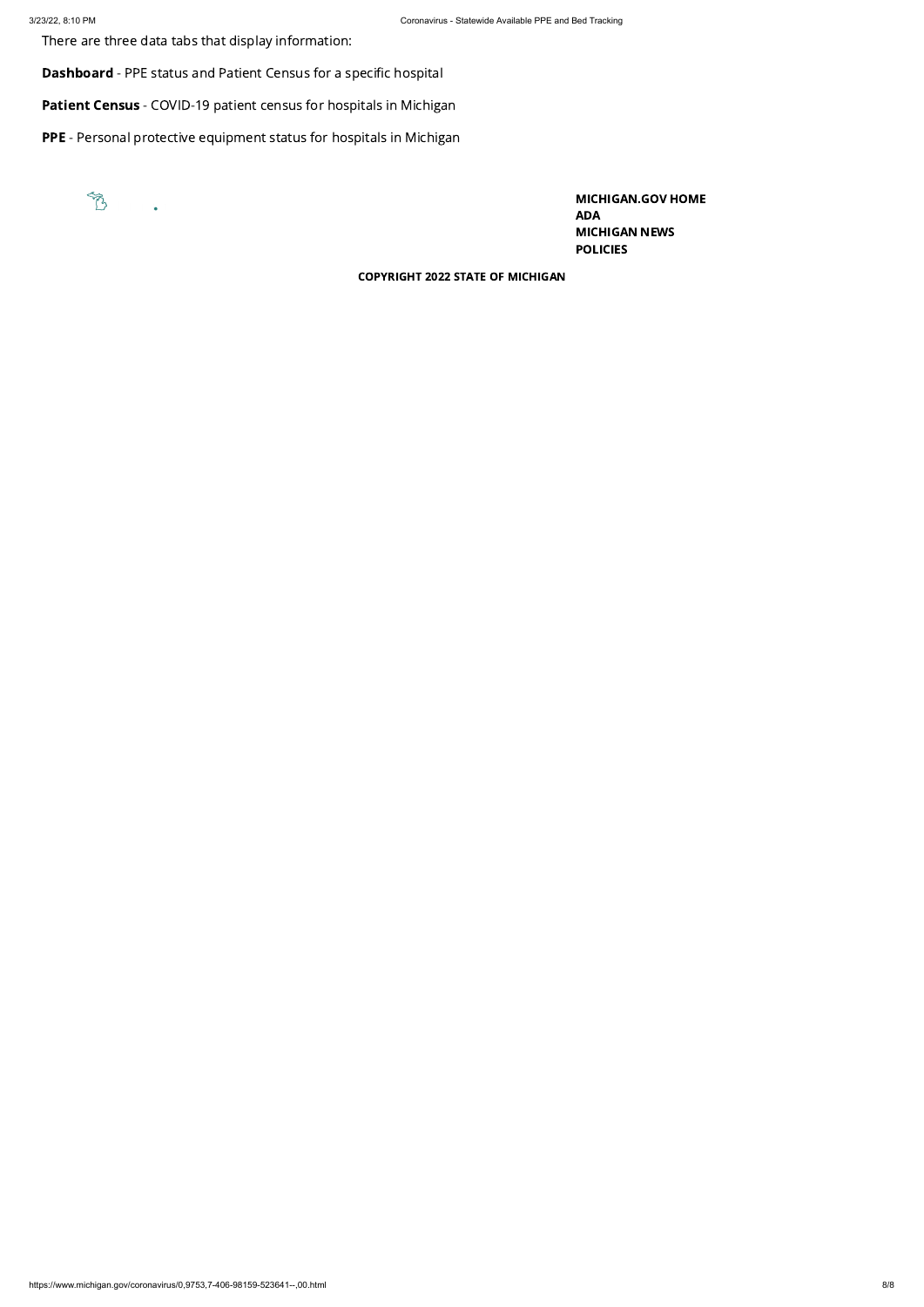There are three data tabs that display information:

**Dashboard** - PPE status and Patient Census for a specific hospital

**Patient Census** - COVID-19 patient census for hospitals in Michigan

**PPE** - Personal protective equipment status for hospitals in Michigan

**MICHIGAN.GOV HOME**
**ADA**
**MICHIGAN NEWS**
**POLICIES**

**COPYRIGHT 2022 STATE OF MICHIGAN**